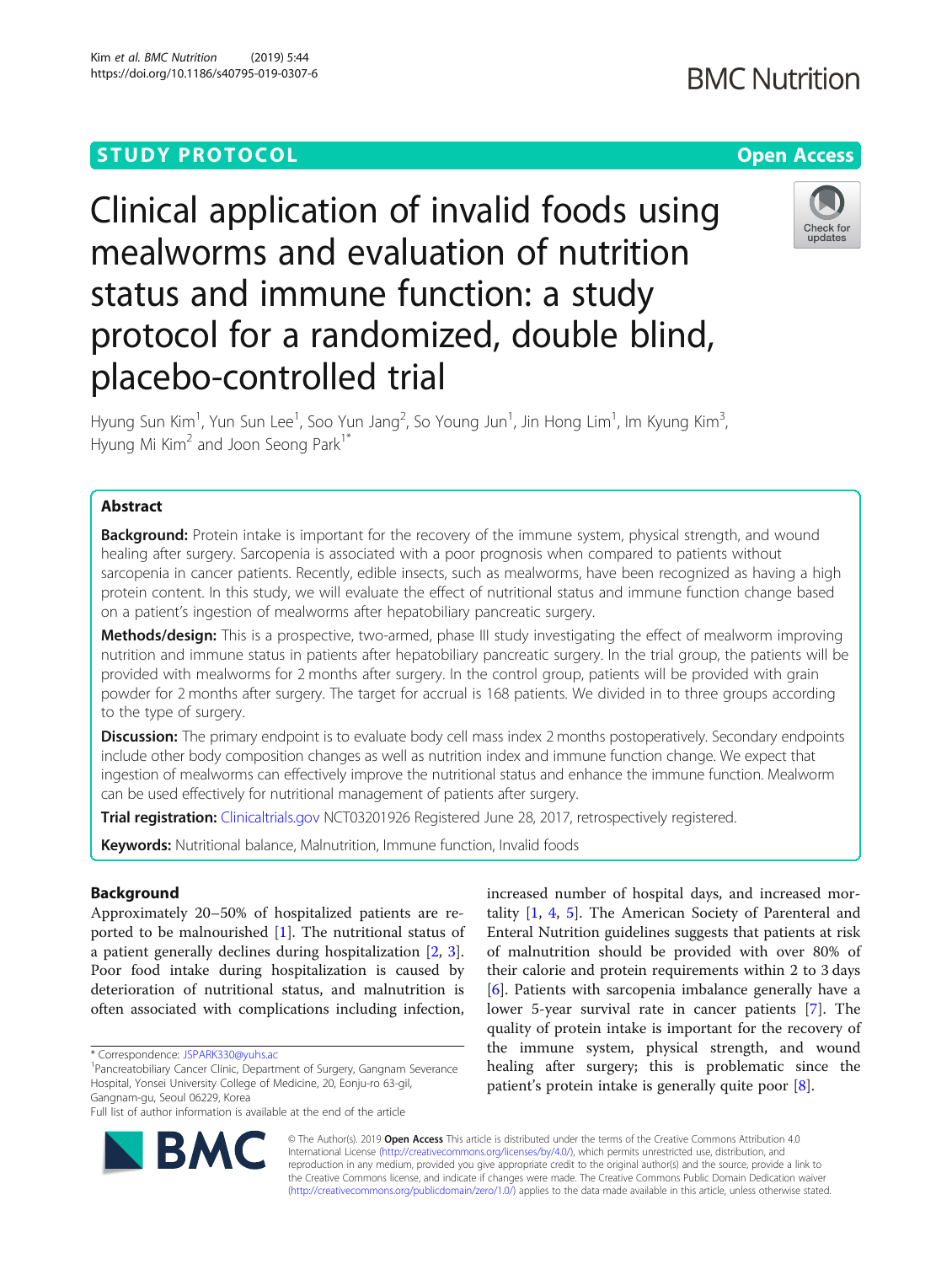STUDY PROTOCOL

Open Access

# Clinical application of invalid foods using mealworms and evaluation of nutrition status and immune function: a study protocol for a randomized, double blind, placebo-controlled trial

Hyung Sun Kim[1], Yun Sun Lee[1], Soo Yun Jang[2], So Young Jun[1], Jin Hong Lim[1], Im Kyung Kim[3], Hyung Mi Kim[2] and Joon Seong Park[1*]

## Abstract

**Background:** Protein intake is important for the recovery of the immune system, physical strength, and wound healing after surgery. Sarcopenia is associated with a poor prognosis when compared to patients without sarcopenia in cancer patients. Recently, edible insects, such as mealworms, have been recognized as having a high protein content. In this study, we will evaluate the effect of nutritional status and immune function change based on a patient's ingestion of mealworms after hepatobiliary pancreatic surgery.

**Methods/design:** This is a prospective, two-armed, phase III study investigating the effect of mealworm improving nutrition and immune status in patients after hepatobiliary pancreatic surgery. In the trial group, the patients will be provided with mealworms for 2 months after surgery. In the control group, patients will be provided with grain powder for 2 months after surgery. The target for accrual is 168 patients. We divided in to three groups according to the type of surgery.

**Discussion:** The primary endpoint is to evaluate body cell mass index 2 months postoperatively. Secondary endpoints include other body composition changes as well as nutrition index and immune function change. We expect that ingestion of mealworms can effectively improve the nutritional status and enhance the immune function. Mealworm can be used effectively for nutritional management of patients after surgery.

**Trial registration:** Clinicaltrials.gov NCT03201926 Registered June 28, 2017, retrospectively registered.

**Keywords:** Nutritional balance, Malnutrition, Immune function, Invalid foods

## Background

Approximately 20–50% of hospitalized patients are reported to be malnourished [1]. The nutritional status of a patient generally declines during hospitalization [2, 3]. Poor food intake during hospitalization is caused by deterioration of nutritional status, and malnutrition is often associated with complications including infection, increased number of hospital days, and increased mortality [1, 4, 5]. The American Society of Parenteral and Enteral Nutrition guidelines suggests that patients at risk of malnutrition should be provided with over 80% of their calorie and protein requirements within 2 to 3 days [6]. Patients with sarcopenia imbalance generally have a lower 5-year survival rate in cancer patients [7]. The quality of protein intake is important for the recovery of the immune system, physical strength, and wound healing after surgery; this is problematic since the patient's protein intake is generally quite poor [8].

* Correspondence: JSPARK330@yuhs.ac
[1]Pancreatobiliary Cancer Clinic, Department of Surgery, Gangnam Severance Hospital, Yonsei University College of Medicine, 20, Eonju-ro 63-gil, Gangnam-gu, Seoul 06229, Korea
Full list of author information is available at the end of the article

© The Author(s). 2019 **Open Access** This article is distributed under the terms of the Creative Commons Attribution 4.0 International License (http://creativecommons.org/licenses/by/4.0/), which permits unrestricted use, distribution, and reproduction in any medium, provided you give appropriate credit to the original author(s) and the source, provide a link to the Creative Commons license, and indicate if changes were made. The Creative Commons Public Domain Dedication waiver (http://creativecommons.org/publicdomain/zero/1.0/) applies to the data made available in this article, unless otherwise stated.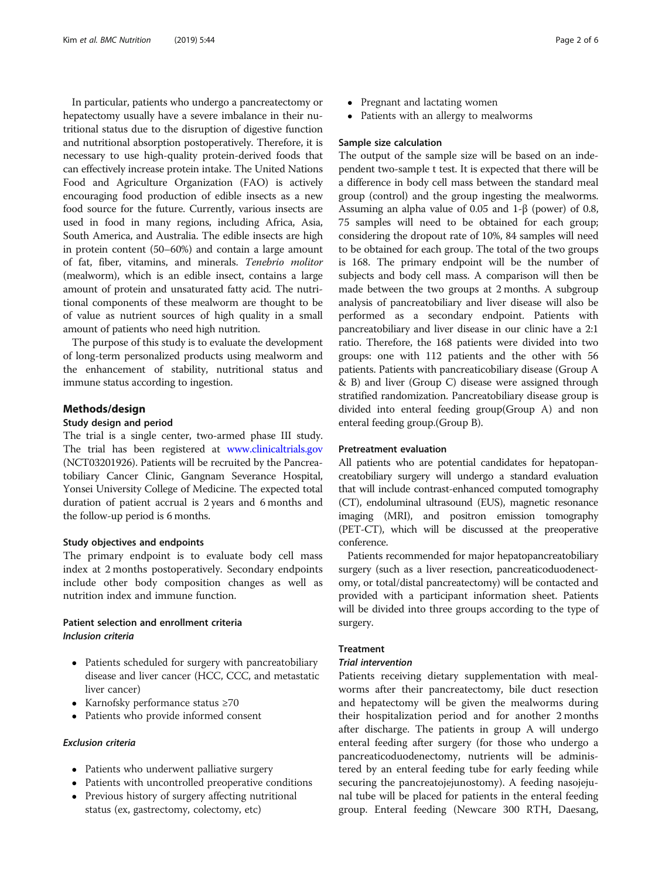In particular, patients who undergo a pancreatectomy or hepatectomy usually have a severe imbalance in their nutritional status due to the disruption of digestive function and nutritional absorption postoperatively. Therefore, it is necessary to use high-quality protein-derived foods that can effectively increase protein intake. The United Nations Food and Agriculture Organization (FAO) is actively encouraging food production of edible insects as a new food source for the future. Currently, various insects are used in food in many regions, including Africa, Asia, South America, and Australia. The edible insects are high in protein content (50–60%) and contain a large amount of fat, fiber, vitamins, and minerals. *Tenebrio molitor* (mealworm), which is an edible insect, contains a large amount of protein and unsaturated fatty acid. The nutritional components of these mealworm are thought to be of value as nutrient sources of high quality in a small amount of patients who need high nutrition.

The purpose of this study is to evaluate the development of long-term personalized products using mealworm and the enhancement of stability, nutritional status and immune status according to ingestion.

## Methods/design

### Study design and period

The trial is a single center, two-armed phase III study. The trial has been registered at www.clinicaltrials.gov (NCT03201926). Patients will be recruited by the Pancreatobiliary Cancer Clinic, Gangnam Severance Hospital, Yonsei University College of Medicine. The expected total duration of patient accrual is 2 years and 6 months and the follow-up period is 6 months.

### Study objectives and endpoints

The primary endpoint is to evaluate body cell mass index at 2 months postoperatively. Secondary endpoints include other body composition changes as well as nutrition index and immune function.

### Patient selection and enrollment criteria

#### *Inclusion criteria*

- Patients scheduled for surgery with pancreatobiliary disease and liver cancer (HCC, CCC, and metastatic liver cancer)
- Karnofsky performance status ≥70
- Patients who provide informed consent

#### *Exclusion criteria*

- Patients who underwent palliative surgery
- Patients with uncontrolled preoperative conditions
- Previous history of surgery affecting nutritional status (ex, gastrectomy, colectomy, etc)
- Pregnant and lactating women
- Patients with an allergy to mealworms

### Sample size calculation

The output of the sample size will be based on an independent two-sample t test. It is expected that there will be a difference in body cell mass between the standard meal group (control) and the group ingesting the mealworms. Assuming an alpha value of 0.05 and 1-β (power) of 0.8, 75 samples will need to be obtained for each group; considering the dropout rate of 10%, 84 samples will need to be obtained for each group. The total of the two groups is 168. The primary endpoint will be the number of subjects and body cell mass. A comparison will then be made between the two groups at 2 months. A subgroup analysis of pancreatobiliary and liver disease will also be performed as a secondary endpoint. Patients with pancreatobiliary and liver disease in our clinic have a 2:1 ratio. Therefore, the 168 patients were divided into two groups: one with 112 patients and the other with 56 patients. Patients with pancreaticobiliary disease (Group A & B) and liver (Group C) disease were assigned through stratified randomization. Pancreatobiliary disease group is divided into enteral feeding group(Group A) and non enteral feeding group.(Group B).

### Pretreatment evaluation

All patients who are potential candidates for hepatopancreatobiliary surgery will undergo a standard evaluation that will include contrast-enhanced computed tomography (CT), endoluminal ultrasound (EUS), magnetic resonance imaging (MRI), and positron emission tomography (PET-CT), which will be discussed at the preoperative conference.

Patients recommended for major hepatopancreatobiliary surgery (such as a liver resection, pancreaticoduodenectomy, or total/distal pancreatectomy) will be contacted and provided with a participant information sheet. Patients will be divided into three groups according to the type of surgery.

### Treatment

#### *Trial intervention*

Patients receiving dietary supplementation with mealworms after their pancreatectomy, bile duct resection and hepatectomy will be given the mealworms during their hospitalization period and for another 2 months after discharge. The patients in group A will undergo enteral feeding after surgery (for those who undergo a pancreaticoduodenectomy, nutrients will be administered by an enteral feeding tube for early feeding while securing the pancreatojejunostomy). A feeding nasojejunal tube will be placed for patients in the enteral feeding group. Enteral feeding (Newcare 300 RTH, Daesang,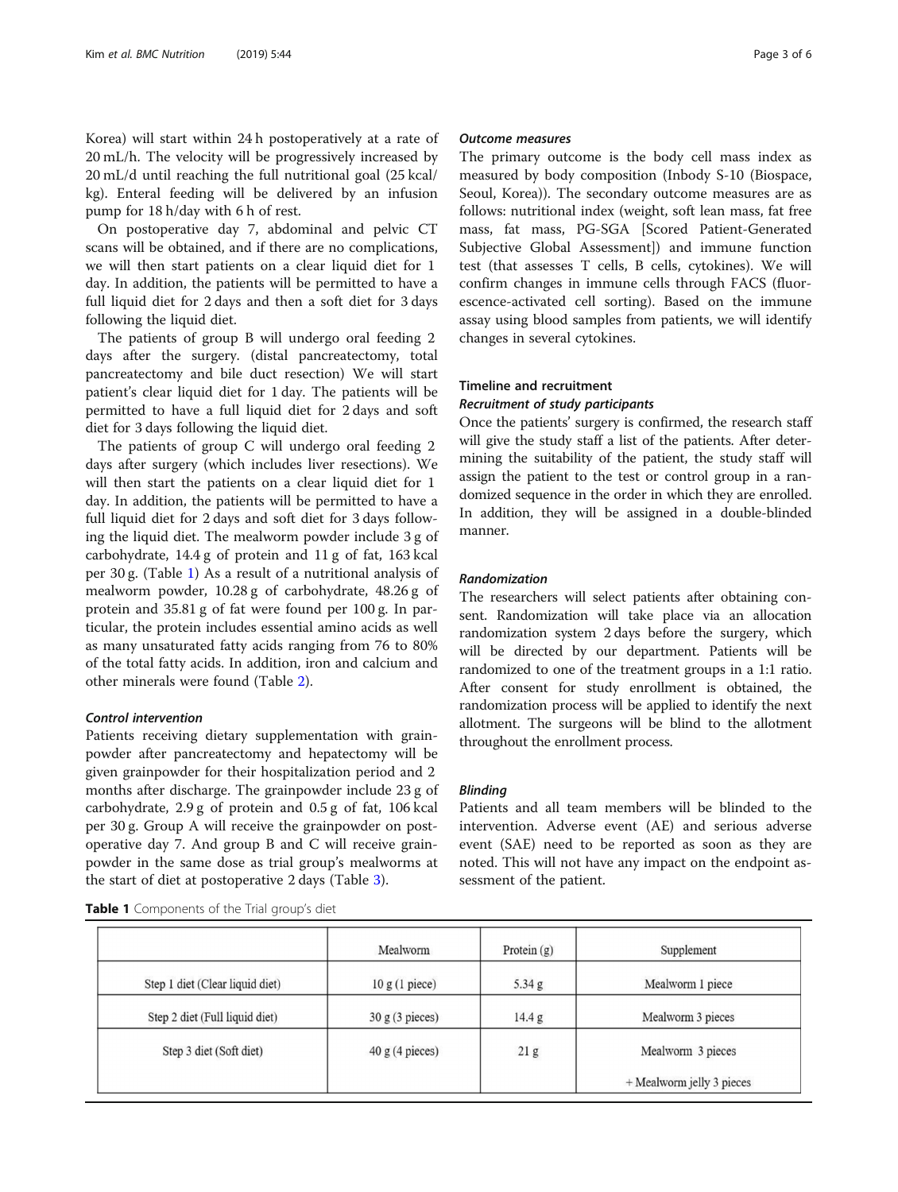Korea) will start within 24 h postoperatively at a rate of 20 mL/h. The velocity will be progressively increased by 20 mL/d until reaching the full nutritional goal (25 kcal/kg). Enteral feeding will be delivered by an infusion pump for 18 h/day with 6 h of rest.

On postoperative day 7, abdominal and pelvic CT scans will be obtained, and if there are no complications, we will then start patients on a clear liquid diet for 1 day. In addition, the patients will be permitted to have a full liquid diet for 2 days and then a soft diet for 3 days following the liquid diet.

The patients of group B will undergo oral feeding 2 days after the surgery. (distal pancreatectomy, total pancreatectomy and bile duct resection) We will start patient's clear liquid diet for 1 day. The patients will be permitted to have a full liquid diet for 2 days and soft diet for 3 days following the liquid diet.

The patients of group C will undergo oral feeding 2 days after surgery (which includes liver resections). We will then start the patients on a clear liquid diet for 1 day. In addition, the patients will be permitted to have a full liquid diet for 2 days and soft diet for 3 days following the liquid diet. The mealworm powder include 3 g of carbohydrate, 14.4 g of protein and 11 g of fat, 163 kcal per 30 g. (Table 1) As a result of a nutritional analysis of mealworm powder, 10.28 g of carbohydrate, 48.26 g of protein and 35.81 g of fat were found per 100 g. In particular, the protein includes essential amino acids as well as many unsaturated fatty acids ranging from 76 to 80% of the total fatty acids. In addition, iron and calcium and other minerals were found (Table 2).

#### *Control intervention*

Patients receiving dietary supplementation with grainpowder after pancreatectomy and hepatectomy will be given grainpowder for their hospitalization period and 2 months after discharge. The grainpowder include 23 g of carbohydrate, 2.9 g of protein and 0.5 g of fat, 106 kcal per 30 g. Group A will receive the grainpowder on postoperative day 7. And group B and C will receive grainpowder in the same dose as trial group's mealworms at the start of diet at postoperative 2 days (Table 3).

#### *Outcome measures*

The primary outcome is the body cell mass index as measured by body composition (Inbody S-10 (Biospace, Seoul, Korea)). The secondary outcome measures are as follows: nutritional index (weight, soft lean mass, fat free mass, fat mass, PG-SGA [Scored Patient-Generated Subjective Global Assessment]) and immune function test (that assesses T cells, B cells, cytokines). We will confirm changes in immune cells through FACS (fluorescence-activated cell sorting). Based on the immune assay using blood samples from patients, we will identify changes in several cytokines.

### Timeline and recruitment

#### *Recruitment of study participants*

Once the patients' surgery is confirmed, the research staff will give the study staff a list of the patients. After determining the suitability of the patient, the study staff will assign the patient to the test or control group in a randomized sequence in the order in which they are enrolled. In addition, they will be assigned in a double-blinded manner.

#### *Randomization*

The researchers will select patients after obtaining consent. Randomization will take place via an allocation randomization system 2 days before the surgery, which will be directed by our department. Patients will be randomized to one of the treatment groups in a 1:1 ratio. After consent for study enrollment is obtained, the randomization process will be applied to identify the next allotment. The surgeons will be blind to the allotment throughout the enrollment process.

#### *Blinding*

Patients and all team members will be blinded to the intervention. Adverse event (AE) and serious adverse event (SAE) need to be reported as soon as they are noted. This will not have any impact on the endpoint assessment of the patient.

**Table 1** Components of the Trial group's diet

| | Mealworm | Protein (g) | Supplement |
|---|---|---|---|
| Step 1 diet (Clear liquid diet) | 10 g (1 piece) | 5.34 g | Mealworm 1 piece |
| Step 2 diet (Full liquid diet) | 30 g (3 pieces) | 14.4 g | Mealworm 3 pieces |
| Step 3 diet (Soft diet) | 40 g (4 pieces) | 21 g | Mealworm 3 pieces + Mealworm jelly 3 pieces |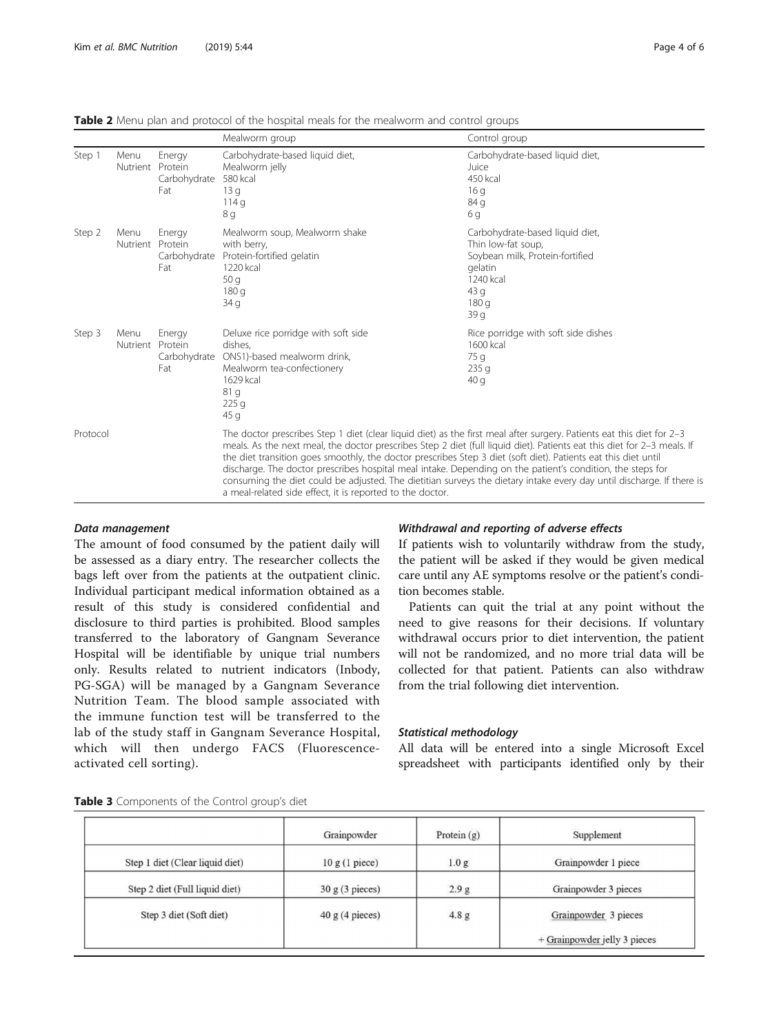**Table 2** Menu plan and protocol of the hospital meals for the mealworm and control groups

| | | | Mealworm group | Control group |
|---|---|---|---|---|
| Step 1 | Menu | | Carbohydrate-based liquid diet, Mealworm jelly | Carbohydrate-based liquid diet, Juice |
| | Nutrient | Energy | 580 kcal | 450 kcal |
| | | Protein | 13 g | 16 g |
| | | Carbohydrate | 114 g | 84 g |
| | | Fat | 8 g | 6 g |
| Step 2 | Menu | | Mealworm soup, Mealworm shake with berry, Protein-fortified gelatin | Carbohydrate-based liquid diet, Thin low-fat soup, Soybean milk, Protein-fortified gelatin |
| | Nutrient | Energy | 1220 kcal | 1240 kcal |
| | | Protein | 50 g | 43 g |
| | | Carbohydrate | 180 g | 180 g |
| | | Fat | 34 g | 39 g |
| Step 3 | Menu | | Deluxe rice porridge with soft side dishes, ONS1)-based mealworm drink, Mealworm tea-confectionery | Rice porridge with soft side dishes |
| | Nutrient | Energy | 1629 kcal | 1600 kcal |
| | | Protein | 81 g | 75 g |
| | | Carbohydrate | 225 g | 235 g |
| | | Fat | 45 g | 40 g |
| Protocol | | | The doctor prescribes Step 1 diet (clear liquid diet) as the first meal after surgery. Patients eat this diet for 2–3 meals. As the next meal, the doctor prescribes Step 2 diet (full liquid diet). Patients eat this diet for 2–3 meals. If the diet transition goes smoothly, the doctor prescribes Step 3 diet (soft diet). Patients eat this diet until discharge. The doctor prescribes hospital meal intake. Depending on the patient's condition, the steps for consuming the diet could be adjusted. The dietitian surveys the dietary intake every day until discharge. If there is a meal-related side effect, it is reported to the doctor. | |

#### Data management

The amount of food consumed by the patient daily will be assessed as a diary entry. The researcher collects the bags left over from the patients at the outpatient clinic. Individual participant medical information obtained as a result of this study is considered confidential and disclosure to third parties is prohibited. Blood samples transferred to the laboratory of Gangnam Severance Hospital will be identifiable by unique trial numbers only. Results related to nutrient indicators (Inbody, PG-SGA) will be managed by a Gangnam Severance Nutrition Team. The blood sample associated with the immune function test will be transferred to the lab of the study staff in Gangnam Severance Hospital, which will then undergo FACS (Fluorescence-activated cell sorting).

#### Withdrawal and reporting of adverse effects

If patients wish to voluntarily withdraw from the study, the patient will be asked if they would be given medical care until any AE symptoms resolve or the patient's condition becomes stable.

Patients can quit the trial at any point without the need to give reasons for their decisions. If voluntary withdrawal occurs prior to diet intervention, the patient will not be randomized, and no more trial data will be collected for that patient. Patients can also withdraw from the trial following diet intervention.

#### Statistical methodology

All data will be entered into a single Microsoft Excel spreadsheet with participants identified only by their

**Table 3** Components of the Control group's diet

| | Grainpowder | Protein (g) | Supplement |
|---|---|---|---|
| Step 1 diet (Clear liquid diet) | 10 g (1 piece) | 1.0 g | Grainpowder 1 piece |
| Step 2 diet (Full liquid diet) | 30 g (3 pieces) | 2.9 g | Grainpowder 3 pieces |
| Step 3 diet (Soft diet) | 40 g (4 pieces) | 4.8 g | Grainpowder 3 pieces + Grainpowder jelly 3 pieces |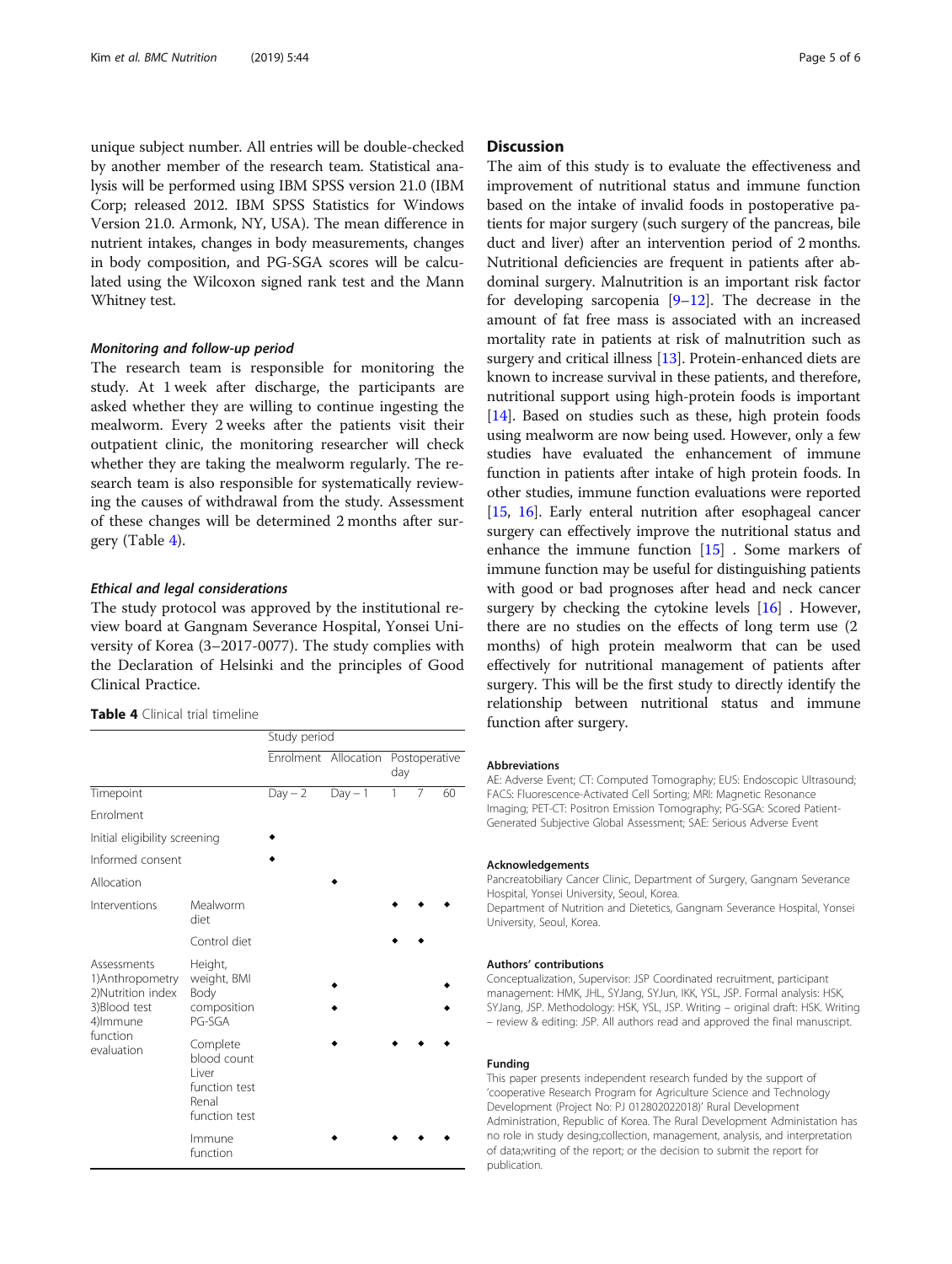unique subject number. All entries will be double-checked by another member of the research team. Statistical analysis will be performed using IBM SPSS version 21.0 (IBM Corp; released 2012. IBM SPSS Statistics for Windows Version 21.0. Armonk, NY, USA). The mean difference in nutrient intakes, changes in body measurements, changes in body composition, and PG-SGA scores will be calculated using the Wilcoxon signed rank test and the Mann Whitney test.

### *Monitoring and follow-up period*

The research team is responsible for monitoring the study. At 1 week after discharge, the participants are asked whether they are willing to continue ingesting the mealworm. Every 2 weeks after the patients visit their outpatient clinic, the monitoring researcher will check whether they are taking the mealworm regularly. The research team is also responsible for systematically reviewing the causes of withdrawal from the study. Assessment of these changes will be determined 2 months after surgery (Table 4).

### *Ethical and legal considerations*

The study protocol was approved by the institutional review board at Gangnam Severance Hospital, Yonsei University of Korea (3–2017-0077). The study complies with the Declaration of Helsinki and the principles of Good Clinical Practice.

**Table 4** Clinical trial timeline

| | | Study period | | | | |
|---|---|---|---|---|---|---|
| | | Enrolment | Allocation | Postoperative day | | |
| Timepoint | | Day − 2 | Day − 1 | 1 | 7 | 60 |
| Enrolment | | | | | | |
| Initial eligibility screening | | ◆ | | | | |
| Informed consent | | ◆ | | | | |
| Allocation | | | ◆ | | | |
| Interventions | Mealworm diet | | | ◆ | ◆ | ◆ |
| | Control diet | | | ◆ | ◆ | |
| Assessments 1)Anthropometry 2)Nutrition index 3)Blood test 4)Immune function evaluation | Height, weight, BMI Body composition PG-SGA | | ◆ ◆ | | | ◆ ◆ |
| | Complete blood count Liver function test Renal function test | | ◆ | ◆ | ◆ | ◆ |
| | Immune function | | ◆ | ◆ | ◆ | ◆ |

## Discussion

The aim of this study is to evaluate the effectiveness and improvement of nutritional status and immune function based on the intake of invalid foods in postoperative patients for major surgery (such surgery of the pancreas, bile duct and liver) after an intervention period of 2 months. Nutritional deficiencies are frequent in patients after abdominal surgery. Malnutrition is an important risk factor for developing sarcopenia [9–12]. The decrease in the amount of fat free mass is associated with an increased mortality rate in patients at risk of malnutrition such as surgery and critical illness [13]. Protein-enhanced diets are known to increase survival in these patients, and therefore, nutritional support using high-protein foods is important [14]. Based on studies such as these, high protein foods using mealworm are now being used. However, only a few studies have evaluated the enhancement of immune function in patients after intake of high protein foods. In other studies, immune function evaluations were reported [15, 16]. Early enteral nutrition after esophageal cancer surgery can effectively improve the nutritional status and enhance the immune function [15] . Some markers of immune function may be useful for distinguishing patients with good or bad prognoses after head and neck cancer surgery by checking the cytokine levels [16] . However, there are no studies on the effects of long term use (2 months) of high protein mealworm that can be used effectively for nutritional management of patients after surgery. This will be the first study to directly identify the relationship between nutritional status and immune function after surgery.

#### Abbreviations

AE: Adverse Event; CT: Computed Tomography; EUS: Endoscopic Ultrasound; FACS: Fluorescence-Activated Cell Sorting; MRI: Magnetic Resonance Imaging; PET-CT: Positron Emission Tomography; PG-SGA: Scored Patient-Generated Subjective Global Assessment; SAE: Serious Adverse Event

#### Acknowledgements

Pancreatobiliary Cancer Clinic, Department of Surgery, Gangnam Severance Hospital, Yonsei University, Seoul, Korea.
Department of Nutrition and Dietetics, Gangnam Severance Hospital, Yonsei University, Seoul, Korea.

#### Authors' contributions

Conceptualization, Supervisor: JSP Coordinated recruitment, participant management: HMK, JHL, SYJang, SYJun, IKK, YSL, JSP. Formal analysis: HSK, SYJang, JSP. Methodology: HSK, YSL, JSP. Writing – original draft: HSK. Writing – review & editing: JSP. All authors read and approved the final manuscript.

#### Funding

This paper presents independent research funded by the support of 'cooperative Research Program for Agriculture Science and Technology Development (Project No: PJ 012802022018)' Rural Development Administration, Republic of Korea. The Rural Development Administration has no role in study desing;collection, management, analysis, and interpretation of data;writing of the report; or the decision to submit the report for publication.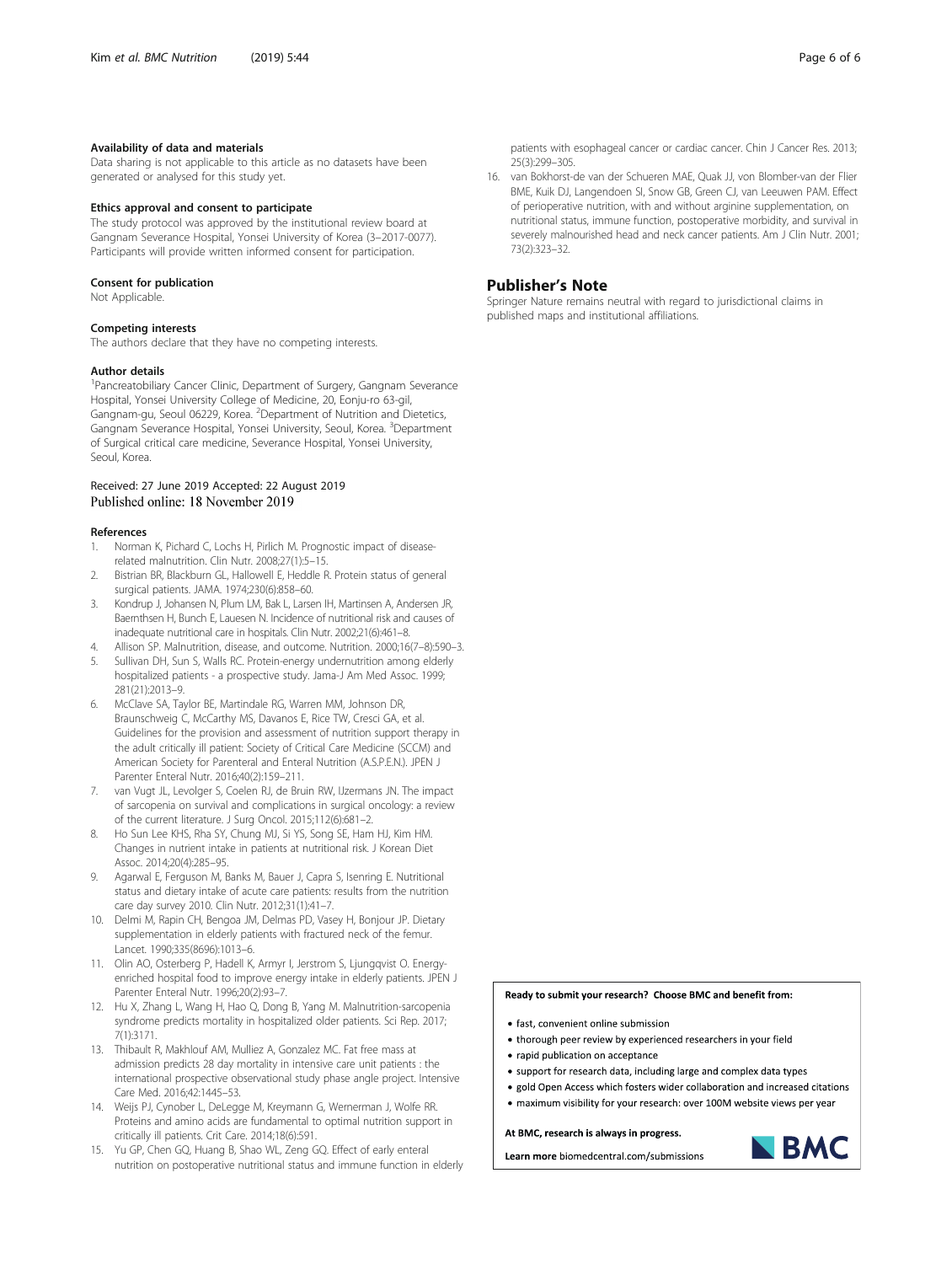#### Availability of data and materials

Data sharing is not applicable to this article as no datasets have been generated or analysed for this study yet.

#### Ethics approval and consent to participate

The study protocol was approved by the institutional review board at Gangnam Severance Hospital, Yonsei University of Korea (3–2017-0077). Participants will provide written informed consent for participation.

#### Consent for publication

Not Applicable.

#### Competing interests

The authors declare that they have no competing interests.

#### Author details

[1]Pancreatobiliary Cancer Clinic, Department of Surgery, Gangnam Severance Hospital, Yonsei University College of Medicine, 20, Eonju-ro 63-gil, Gangnam-gu, Seoul 06229, Korea. [2]Department of Nutrition and Dietetics, Gangnam Severance Hospital, Yonsei University, Seoul, Korea. [3]Department of Surgical critical care medicine, Severance Hospital, Yonsei University, Seoul, Korea.

Received: 27 June 2019 Accepted: 22 August 2019
Published online: 18 November 2019

#### References

1. Norman K, Pichard C, Lochs H, Pirlich M. Prognostic impact of disease-related malnutrition. Clin Nutr. 2008;27(1):5–15.
2. Bistrian BR, Blackburn GL, Hallowell E, Heddle R. Protein status of general surgical patients. JAMA. 1974;230(6):858–60.
3. Kondrup J, Johansen N, Plum LM, Bak L, Larsen IH, Martinsen A, Andersen JR, Baernthsen H, Bunch E, Lauesen N. Incidence of nutritional risk and causes of inadequate nutritional care in hospitals. Clin Nutr. 2002;21(6):461–8.
4. Allison SP. Malnutrition, disease, and outcome. Nutrition. 2000;16(7–8):590–3.
5. Sullivan DH, Sun S, Walls RC. Protein-energy undernutrition among elderly hospitalized patients - a prospective study. Jama-J Am Med Assoc. 1999; 281(21):2013–9.
6. McClave SA, Taylor BE, Martindale RG, Warren MM, Johnson DR, Braunschweig C, McCarthy MS, Davanos E, Rice TW, Cresci GA, et al. Guidelines for the provision and assessment of nutrition support therapy in the adult critically ill patient: Society of Critical Care Medicine (SCCM) and American Society for Parenteral and Enteral Nutrition (A.S.P.E.N.). JPEN J Parenter Enteral Nutr. 2016;40(2):159–211.
7. van Vugt JL, Levolger S, Coelen RJ, de Bruin RW, IJzermans JN. The impact of sarcopenia on survival and complications in surgical oncology: a review of the current literature. J Surg Oncol. 2015;112(6):681–2.
8. Ho Sun Lee KHS, Rha SY, Chung MJ, Si YS, Song SE, Ham HJ, Kim HM. Changes in nutrient intake in patients at nutritional risk. J Korean Diet Assoc. 2014;20(4):285–95.
9. Agarwal E, Ferguson M, Banks M, Bauer J, Capra S, Isenring E. Nutritional status and dietary intake of acute care patients: results from the nutrition care day survey 2010. Clin Nutr. 2012;31(1):41–7.
10. Delmi M, Rapin CH, Bengoa JM, Delmas PD, Vasey H, Bonjour JP. Dietary supplementation in elderly patients with fractured neck of the femur. Lancet. 1990;335(8696):1013–6.
11. Olin AO, Osterberg P, Hadell K, Armyr I, Jerstrom S, Ljungqvist O. Energy-enriched hospital food to improve energy intake in elderly patients. JPEN J Parenter Enteral Nutr. 1996;20(2):93–7.
12. Hu X, Zhang L, Wang H, Hao Q, Dong B, Yang M. Malnutrition-sarcopenia syndrome predicts mortality in hospitalized older patients. Sci Rep. 2017; 7(1):3171.
13. Thibault R, Makhlouf AM, Mulliez A, Gonzalez MC. Fat free mass at admission predicts 28 day mortality in intensive care unit patients : the international prospective observational study phase angle project. Intensive Care Med. 2016;42:1445–53.
14. Weijs PJ, Cynober L, DeLegge M, Kreymann G, Wernerman J, Wolfe RR. Proteins and amino acids are fundamental to optimal nutrition support in critically ill patients. Crit Care. 2014;18(6):591.
15. Yu GP, Chen GQ, Huang B, Shao WL, Zeng GQ. Effect of early enteral nutrition on postoperative nutritional status and immune function in elderly patients with esophageal cancer or cardiac cancer. Chin J Cancer Res. 2013; 25(3):299–305.
16. van Bokhorst-de van der Schueren MAE, Quak JJ, von Blomber-van der Flier BME, Kuik DJ, Langendoen SI, Snow GB, Green CJ, van Leeuwen PAM. Effect of perioperative nutrition, with and without arginine supplementation, on nutritional status, immune function, postoperative morbidity, and survival in severely malnourished head and neck cancer patients. Am J Clin Nutr. 2001; 73(2):323–32.

## Publisher's Note

Springer Nature remains neutral with regard to jurisdictional claims in published maps and institutional affiliations.

**Ready to submit your research? Choose BMC and benefit from:**

- fast, convenient online submission
- thorough peer review by experienced researchers in your field
- rapid publication on acceptance
- support for research data, including large and complex data types
- gold Open Access which fosters wider collaboration and increased citations
- maximum visibility for your research: over 100M website views per year

**At BMC, research is always in progress.**

**Learn more** biomedcentral.com/submissions

BMC